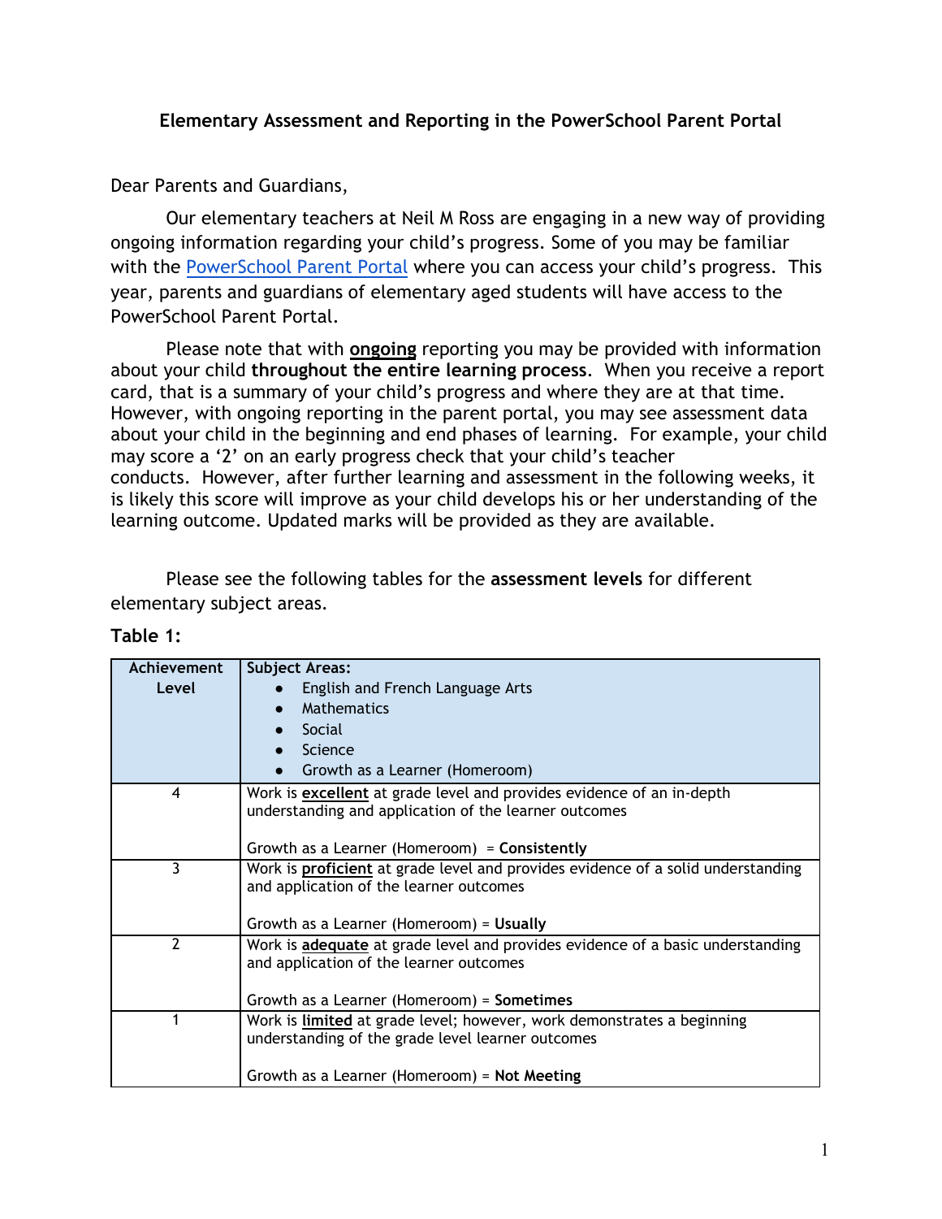# Elementary Assessment and Reporting in the PowerSchool Parent Portal

Dear Parents and Guardians,

Our elementary teachers at Neil M Ross are engaging in a new way of providing ongoing information regarding your child's progress. Some of you may be familiar with the PowerSchool Parent Portal where you can access your child's progress. This year, parents and guardians of elementary aged students will have access to the PowerSchool Parent Portal.

Please note that with **ongoing** reporting you may be provided with information about your child **throughout the entire learning process**. When you receive a report card, that is a summary of your child's progress and where they are at that time. However, with ongoing reporting in the parent portal, you may see assessment data about your child in the beginning and end phases of learning. For example, your child may score a '2' on an early progress check that your child's teacher conducts. However, after further learning and assessment in the following weeks, it is likely this score will improve as your child develops his or her understanding of the learning outcome. Updated marks will be provided as they are available.

Please see the following tables for the **assessment levels** for different elementary subject areas.

**Table 1:**

| Achievement Level | Subject Areas:<br>• English and French Language Arts<br>• Mathematics<br>• Social<br>• Science<br>• Growth as a Learner (Homeroom) |
|---|---|
| 4 | Work is **excellent** at grade level and provides evidence of an in-depth understanding and application of the learner outcomes<br><br>Growth as a Learner (Homeroom) = **Consistently** |
| 3 | Work is **proficient** at grade level and provides evidence of a solid understanding and application of the learner outcomes<br><br>Growth as a Learner (Homeroom) = **Usually** |
| 2 | Work is **adequate** at grade level and provides evidence of a basic understanding and application of the learner outcomes<br><br>Growth as a Learner (Homeroom) = **Sometimes** |
| 1 | Work is **limited** at grade level; however, work demonstrates a beginning understanding of the grade level learner outcomes<br><br>Growth as a Learner (Homeroom) = **Not Meeting** |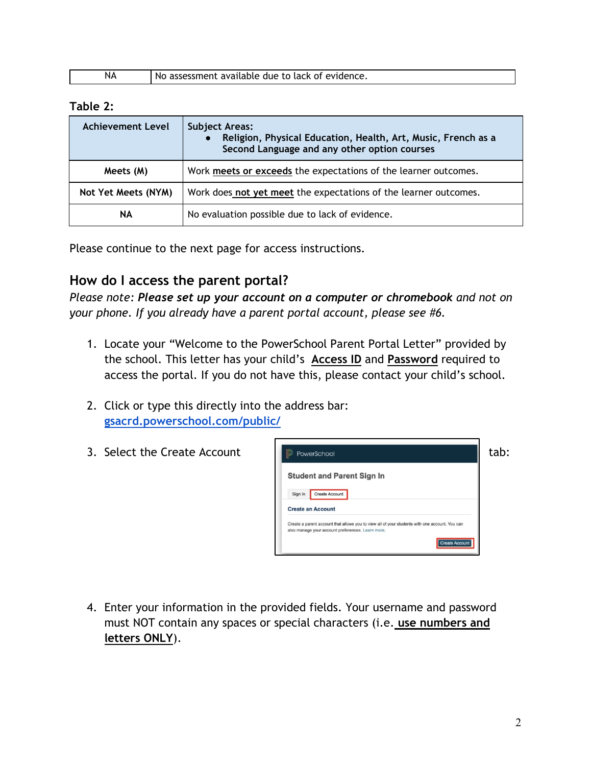| NA | No assessment available due to lack of evidence. |
|---|---|

**Table 2:**

| Achievement Level | Subject Areas:<br>• Religion, Physical Education, Health, Art, Music, French as a Second Language and any other option courses |
|---|---|
| **Meets (M)** | Work **meets or exceeds** the expectations of the learner outcomes. |
| **Not Yet Meets (NYM)** | Work does **not yet meet** the expectations of the learner outcomes. |
| **NA** | No evaluation possible due to lack of evidence. |

Please continue to the next page for access instructions.

## How do I access the parent portal?

*Please note: **Please set up your account on a computer or chromebook** and not on your phone. If you already have a parent portal account, please see #6.*

1. Locate your "Welcome to the PowerSchool Parent Portal Letter" provided by the school. This letter has your child's **Access ID** and **Password** required to access the portal. If you do not have this, please contact your child's school.

2. Click or type this directly into the address bar: gsacrd.powerschool.com/public/

3. Select the Create Account tab:

4. Enter your information in the provided fields. Your username and password must NOT contain any spaces or special characters (i.e. **use numbers and letters ONLY**).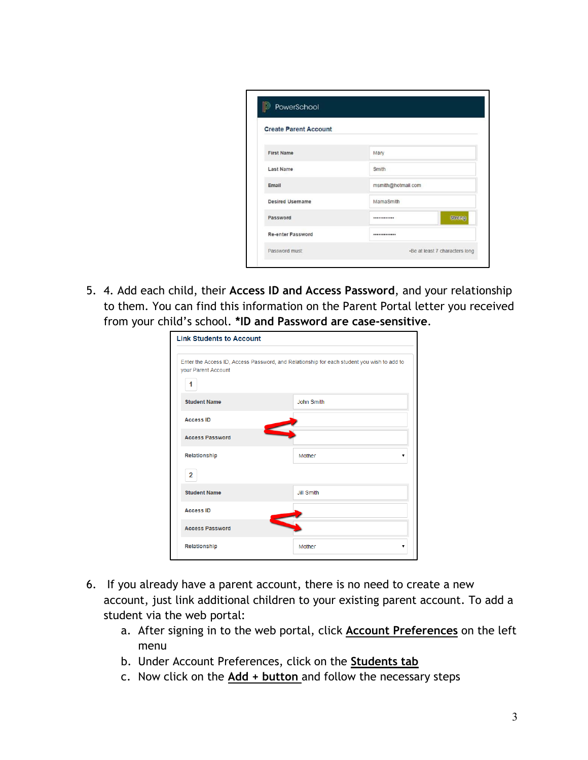5. 4. Add each child, their **Access ID and Access Password**, and your relationship to them. You can find this information on the Parent Portal letter you received from your child's school. ***ID and Password are case-sensitive**.

6. If you already have a parent account, there is no need to create a new account, just link additional children to your existing parent account. To add a student via the web portal:
   a. After signing in to the web portal, click **Account Preferences** on the left menu
   b. Under Account Preferences, click on the **Students tab**
   c. Now click on the **Add + button** and follow the necessary steps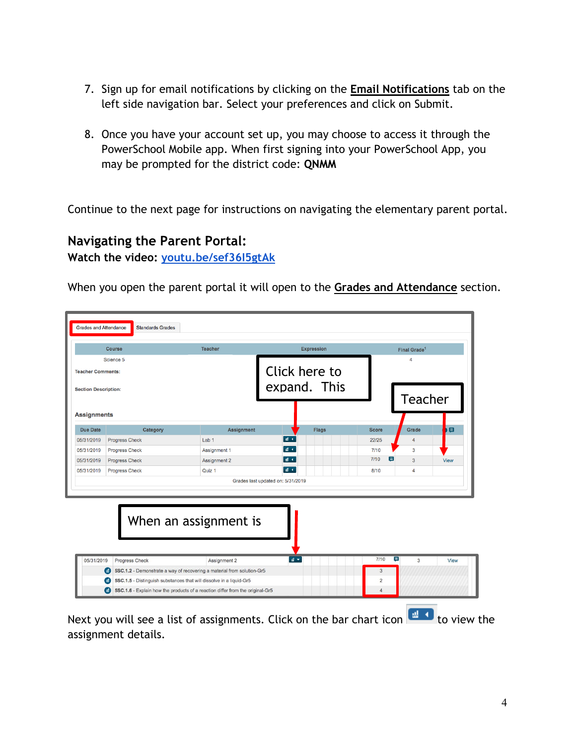7. Sign up for email notifications by clicking on the **Email Notifications** tab on the left side navigation bar. Select your preferences and click on Submit.

8. Once you have your account set up, you may choose to access it through the PowerSchool Mobile app. When first signing into your PowerSchool App, you may be prompted for the district code: **QNMM**

Continue to the next page for instructions on navigating the elementary parent portal.

## Navigating the Parent Portal:

**Watch the video:** [youtu.be/sef36I5gtAk](youtu.be/sef36I5gtAk)

When you open the parent portal it will open to the **Grades and Attendance** section.

Grades and Attendance | Standards Grades

| Course | Teacher | Expression | Final Grade[1] |
|---|---|---|---|
| Science 5 | | | 4 |

Teacher Comments:

Section Description:

Click here to expand. This

Teacher

**Assignments**

| Due Date | Category | Assignment | | Flags | Score | Grade | |
|---|---|---|---|---|---|---|---|
| 05/31/2019 | Progress Check | Lab 1 | | | 22/25 | 4 | |
| 05/31/2019 | Progress Check | Assignment 1 | | | 7/10 | 3 | |
| 05/31/2019 | Progress Check | Assignment 2 | | | 7/10 | 3 | View |
| 05/31/2019 | Progress Check | Quiz 1 | | | 8/10 | 4 | |

Grades last updated on: 5/31/2019

When an assignment is

| Due Date | Category / Standard | Assignment | Score | Grade | |
|---|---|---|---|---|---|
| 05/31/2019 | Progress Check | Assignment 2 | 7/10 | 3 | View |
| | **5SC.1.2** - Demonstrate a way of recovering a material from solution-Gr5 | | 3 | | |
| | **5SC.1.5** - Distinguish substances that will dissolve in a liquid-Gr5 | | 2 | | |
| | **5SC.1.6** - Explain how the products of a reaction differ from the original-Gr5 | | 4 | | |

Next you will see a list of assignments. Click on the bar chart icon to view the assignment details.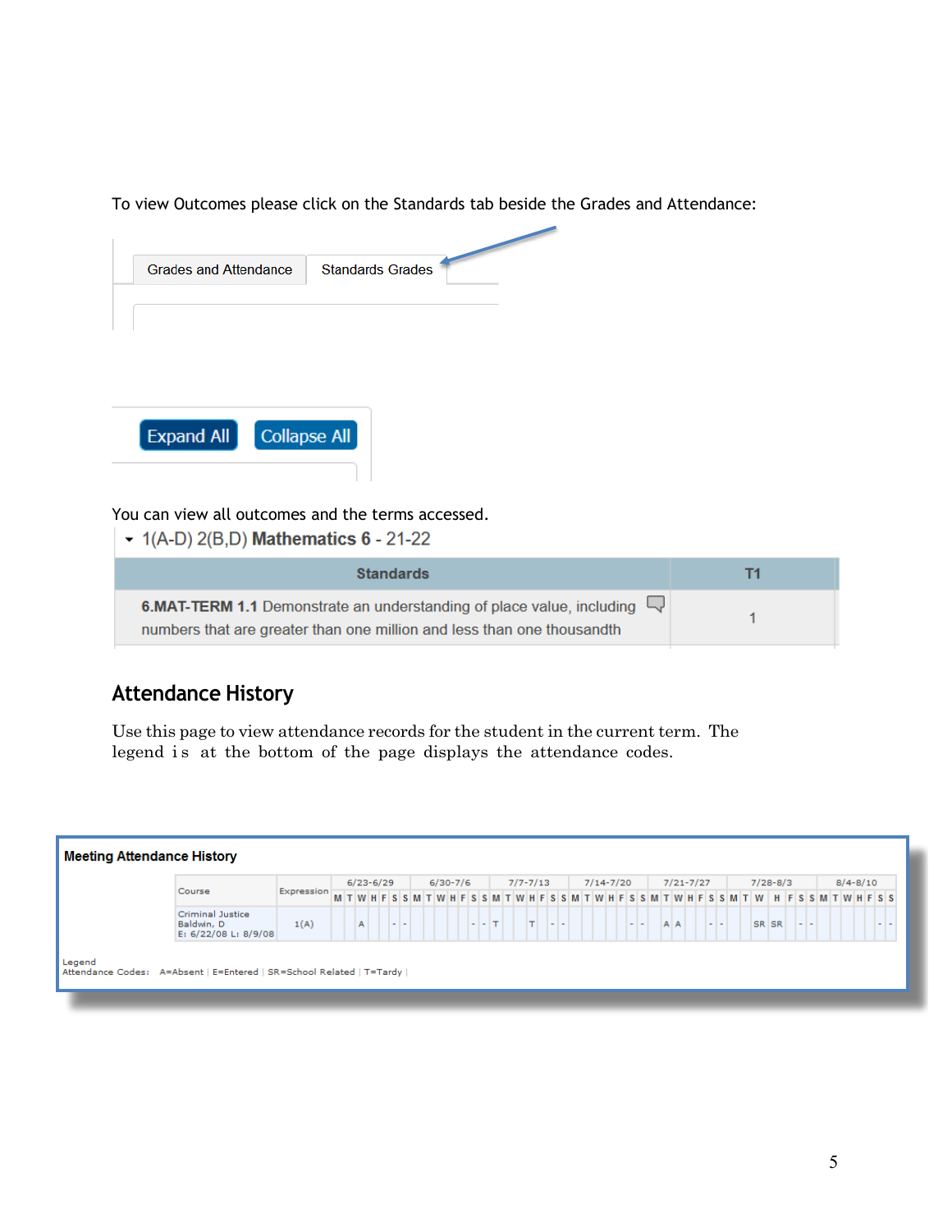To view Outcomes please click on the Standards tab beside the Grades and Attendance:

Grades and Attendance | Standards Grades

Expand All | Collapse All

You can view all outcomes and the terms accessed.

▾ 1(A-D) 2(B,D) **Mathematics 6** - 21-22

| Standards | T1 |
|---|---|
| **6.MAT-TERM 1.1** Demonstrate an understanding of place value, including numbers that are greater than one million and less than one thousandth | 1 |

## Attendance History

Use this page to view attendance records for the student in the current term. The legend is at the bottom of the page displays the attendance codes.

**Meeting Attendance History**

| Course | Expression | 6/23-6/29 | 6/30-7/6 | 7/7-7/13 | 7/14-7/20 | 7/21-7/27 | 7/28-8/3 | 8/4-8/10 |
|---|---|---|---|---|---|---|---|---|
| Criminal Justice Baldwin, D E: 6/22/08 L: 8/9/08 | 1(A) | A - - | - - T | T - - | - - | A A - - | SR SR - - | - - |

Legend
Attendance Codes: A=Absent | E=Entered | SR=School Related | T=Tardy |